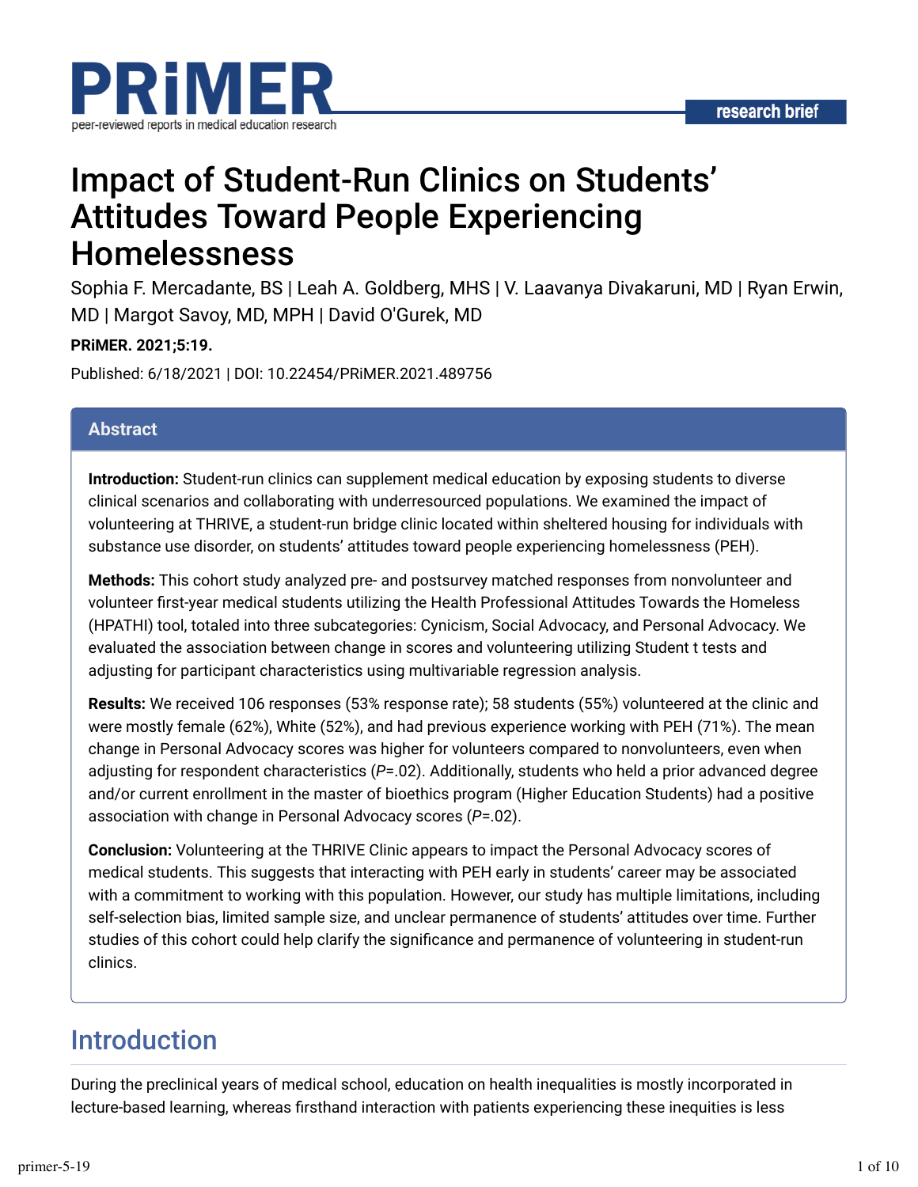research brief

# Impact of Student-Run Clinics on Students' Attitudes Toward People Experiencing Homelessness

Sophia F. Mercadante, BS | Leah A. Goldberg, MHS | V. Laavanya Divakaruni, MD | Ryan Erwin, MD | Margot Savoy, MD, MPH | David O'Gurek, MD

**PRiMER. 2021;5:19.**

Published: 6/18/2021 | DOI: 10.22454/PRiMER.2021.489756

## Abstract

**Introduction:** Student-run clinics can supplement medical education by exposing students to diverse clinical scenarios and collaborating with underresourced populations. We examined the impact of volunteering at THRIVE, a student-run bridge clinic located within sheltered housing for individuals with substance use disorder, on students' attitudes toward people experiencing homelessness (PEH).

**Methods:** This cohort study analyzed pre- and postsurvey matched responses from nonvolunteer and volunteer first-year medical students utilizing the Health Professional Attitudes Towards the Homeless (HPATHI) tool, totaled into three subcategories: Cynicism, Social Advocacy, and Personal Advocacy. We evaluated the association between change in scores and volunteering utilizing Student t tests and adjusting for participant characteristics using multivariable regression analysis.

**Results:** We received 106 responses (53% response rate); 58 students (55%) volunteered at the clinic and were mostly female (62%), White (52%), and had previous experience working with PEH (71%). The mean change in Personal Advocacy scores was higher for volunteers compared to nonvolunteers, even when adjusting for respondent characteristics (*P*=.02). Additionally, students who held a prior advanced degree and/or current enrollment in the master of bioethics program (Higher Education Students) had a positive association with change in Personal Advocacy scores (*P*=.02).

**Conclusion:** Volunteering at the THRIVE Clinic appears to impact the Personal Advocacy scores of medical students. This suggests that interacting with PEH early in students' career may be associated with a commitment to working with this population. However, our study has multiple limitations, including self-selection bias, limited sample size, and unclear permanence of students' attitudes over time. Further studies of this cohort could help clarify the significance and permanence of volunteering in student-run clinics.

## Introduction

During the preclinical years of medical school, education on health inequalities is mostly incorporated in lecture-based learning, whereas firsthand interaction with patients experiencing these inequities is less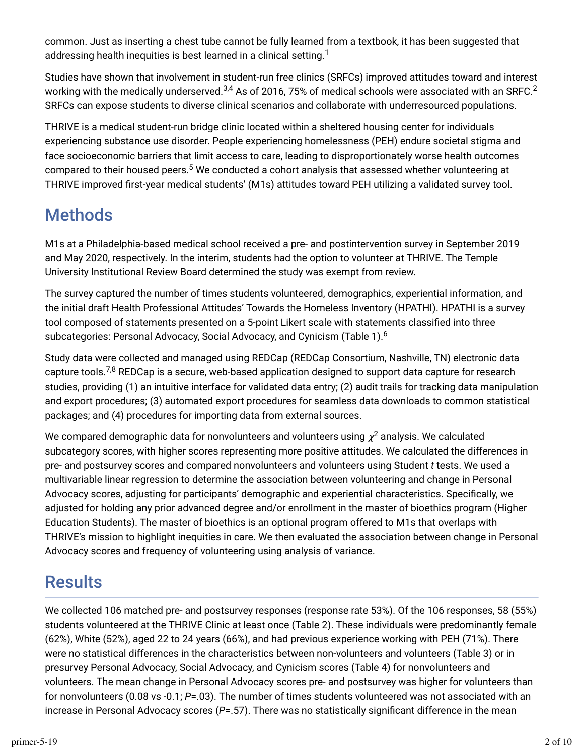common. Just as inserting a chest tube cannot be fully learned from a textbook, it has been suggested that addressing health inequities is best learned in a clinical setting.[1]

Studies have shown that involvement in student-run free clinics (SRFCs) improved attitudes toward and interest working with the medically underserved.[3,4] As of 2016, 75% of medical schools were associated with an SRFC.[2] SRFCs can expose students to diverse clinical scenarios and collaborate with underresourced populations.

THRIVE is a medical student-run bridge clinic located within a sheltered housing center for individuals experiencing substance use disorder. People experiencing homelessness (PEH) endure societal stigma and face socioeconomic barriers that limit access to care, leading to disproportionately worse health outcomes compared to their housed peers.[5] We conducted a cohort analysis that assessed whether volunteering at THRIVE improved first-year medical students' (M1s) attitudes toward PEH utilizing a validated survey tool.

## Methods

M1s at a Philadelphia-based medical school received a pre- and postintervention survey in September 2019 and May 2020, respectively. In the interim, students had the option to volunteer at THRIVE. The Temple University Institutional Review Board determined the study was exempt from review.

The survey captured the number of times students volunteered, demographics, experiential information, and the initial draft Health Professional Attitudes' Towards the Homeless Inventory (HPATHI). HPATHI is a survey tool composed of statements presented on a 5-point Likert scale with statements classified into three subcategories: Personal Advocacy, Social Advocacy, and Cynicism (Table 1).[6]

Study data were collected and managed using REDCap (REDCap Consortium, Nashville, TN) electronic data capture tools.[7,8] REDCap is a secure, web-based application designed to support data capture for research studies, providing (1) an intuitive interface for validated data entry; (2) audit trails for tracking data manipulation and export procedures; (3) automated export procedures for seamless data downloads to common statistical packages; and (4) procedures for importing data from external sources.

We compared demographic data for nonvolunteers and volunteers using $\chi^2$ analysis. We calculated subcategory scores, with higher scores representing more positive attitudes. We calculated the differences in pre- and postsurvey scores and compared nonvolunteers and volunteers using Student *t* tests. We used a multivariable linear regression to determine the association between volunteering and change in Personal Advocacy scores, adjusting for participants' demographic and experiential characteristics. Specifically, we adjusted for holding any prior advanced degree and/or enrollment in the master of bioethics program (Higher Education Students). The master of bioethics is an optional program offered to M1s that overlaps with THRIVE's mission to highlight inequities in care. We then evaluated the association between change in Personal Advocacy scores and frequency of volunteering using analysis of variance.

## Results

We collected 106 matched pre- and postsurvey responses (response rate 53%). Of the 106 responses, 58 (55%) students volunteered at the THRIVE Clinic at least once (Table 2). These individuals were predominantly female (62%), White (52%), aged 22 to 24 years (66%), and had previous experience working with PEH (71%). There were no statistical differences in the characteristics between non-volunteers and volunteers (Table 3) or in presurvey Personal Advocacy, Social Advocacy, and Cynicism scores (Table 4) for nonvolunteers and volunteers. The mean change in Personal Advocacy scores pre- and postsurvey was higher for volunteers than for nonvolunteers (0.08 vs -0.1; $P$=.03). The number of times students volunteered was not associated with an increase in Personal Advocacy scores ($P$=.57). There was no statistically significant difference in the mean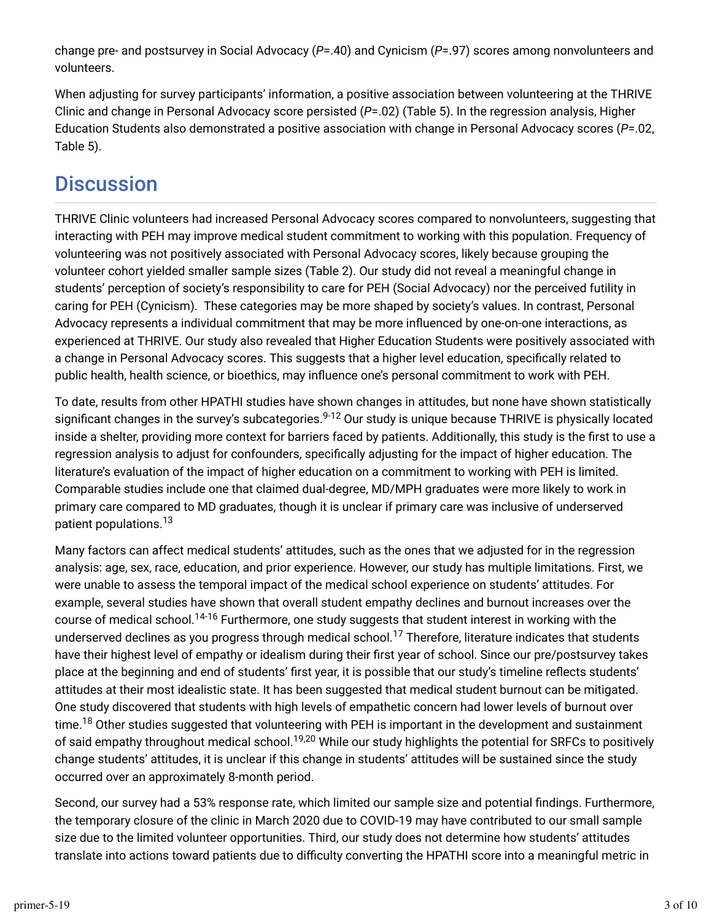change pre- and postsurvey in Social Advocacy (*P*=.40) and Cynicism (*P*=.97) scores among nonvolunteers and volunteers.

When adjusting for survey participants' information, a positive association between volunteering at the THRIVE Clinic and change in Personal Advocacy score persisted (*P*=.02) (Table 5). In the regression analysis, Higher Education Students also demonstrated a positive association with change in Personal Advocacy scores (*P*=.02, Table 5).

## Discussion

THRIVE Clinic volunteers had increased Personal Advocacy scores compared to nonvolunteers, suggesting that interacting with PEH may improve medical student commitment to working with this population. Frequency of volunteering was not positively associated with Personal Advocacy scores, likely because grouping the volunteer cohort yielded smaller sample sizes (Table 2). Our study did not reveal a meaningful change in students' perception of society's responsibility to care for PEH (Social Advocacy) nor the perceived futility in caring for PEH (Cynicism). These categories may be more shaped by society's values. In contrast, Personal Advocacy represents a individual commitment that may be more influenced by one-on-one interactions, as experienced at THRIVE. Our study also revealed that Higher Education Students were positively associated with a change in Personal Advocacy scores. This suggests that a higher level education, specifically related to public health, health science, or bioethics, may influence one's personal commitment to work with PEH.

To date, results from other HPATHI studies have shown changes in attitudes, but none have shown statistically significant changes in the survey's subcategories.[9-12] Our study is unique because THRIVE is physically located inside a shelter, providing more context for barriers faced by patients. Additionally, this study is the first to use a regression analysis to adjust for confounders, specifically adjusting for the impact of higher education. The literature's evaluation of the impact of higher education on a commitment to working with PEH is limited. Comparable studies include one that claimed dual-degree, MD/MPH graduates were more likely to work in primary care compared to MD graduates, though it is unclear if primary care was inclusive of underserved patient populations.[13]

Many factors can affect medical students' attitudes, such as the ones that we adjusted for in the regression analysis: age, sex, race, education, and prior experience. However, our study has multiple limitations. First, we were unable to assess the temporal impact of the medical school experience on students' attitudes. For example, several studies have shown that overall student empathy declines and burnout increases over the course of medical school.[14-16] Furthermore, one study suggests that student interest in working with the underserved declines as you progress through medical school.[17] Therefore, literature indicates that students have their highest level of empathy or idealism during their first year of school. Since our pre/postsurvey takes place at the beginning and end of students' first year, it is possible that our study's timeline reflects students' attitudes at their most idealistic state. It has been suggested that medical student burnout can be mitigated. One study discovered that students with high levels of empathetic concern had lower levels of burnout over time.[18] Other studies suggested that volunteering with PEH is important in the development and sustainment of said empathy throughout medical school.[19,20] While our study highlights the potential for SRFCs to positively change students' attitudes, it is unclear if this change in students' attitudes will be sustained since the study occurred over an approximately 8-month period.

Second, our survey had a 53% response rate, which limited our sample size and potential findings. Furthermore, the temporary closure of the clinic in March 2020 due to COVID-19 may have contributed to our small sample size due to the limited volunteer opportunities. Third, our study does not determine how students' attitudes translate into actions toward patients due to difficulty converting the HPATHI score into a meaningful metric in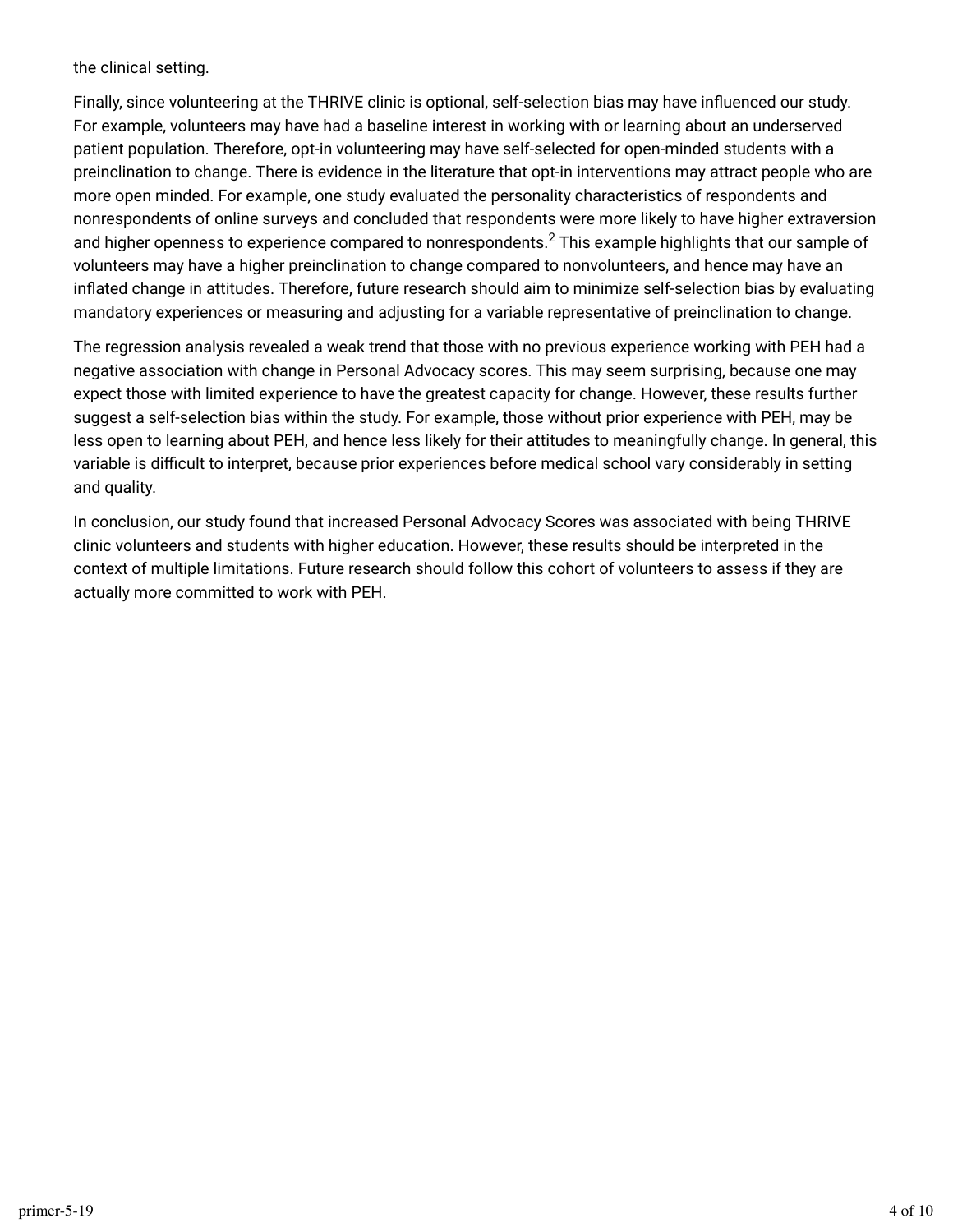the clinical setting.

Finally, since volunteering at the THRIVE clinic is optional, self-selection bias may have influenced our study. For example, volunteers may have had a baseline interest in working with or learning about an underserved patient population. Therefore, opt-in volunteering may have self-selected for open-minded students with a preinclination to change. There is evidence in the literature that opt-in interventions may attract people who are more open minded. For example, one study evaluated the personality characteristics of respondents and nonrespondents of online surveys and concluded that respondents were more likely to have higher extraversion and higher openness to experience compared to nonrespondents.[2] This example highlights that our sample of volunteers may have a higher preinclination to change compared to nonvolunteers, and hence may have an inflated change in attitudes. Therefore, future research should aim to minimize self-selection bias by evaluating mandatory experiences or measuring and adjusting for a variable representative of preinclination to change.

The regression analysis revealed a weak trend that those with no previous experience working with PEH had a negative association with change in Personal Advocacy scores. This may seem surprising, because one may expect those with limited experience to have the greatest capacity for change. However, these results further suggest a self-selection bias within the study. For example, those without prior experience with PEH, may be less open to learning about PEH, and hence less likely for their attitudes to meaningfully change. In general, this variable is difficult to interpret, because prior experiences before medical school vary considerably in setting and quality.

In conclusion, our study found that increased Personal Advocacy Scores was associated with being THRIVE clinic volunteers and students with higher education. However, these results should be interpreted in the context of multiple limitations. Future research should follow this cohort of volunteers to assess if they are actually more committed to work with PEH.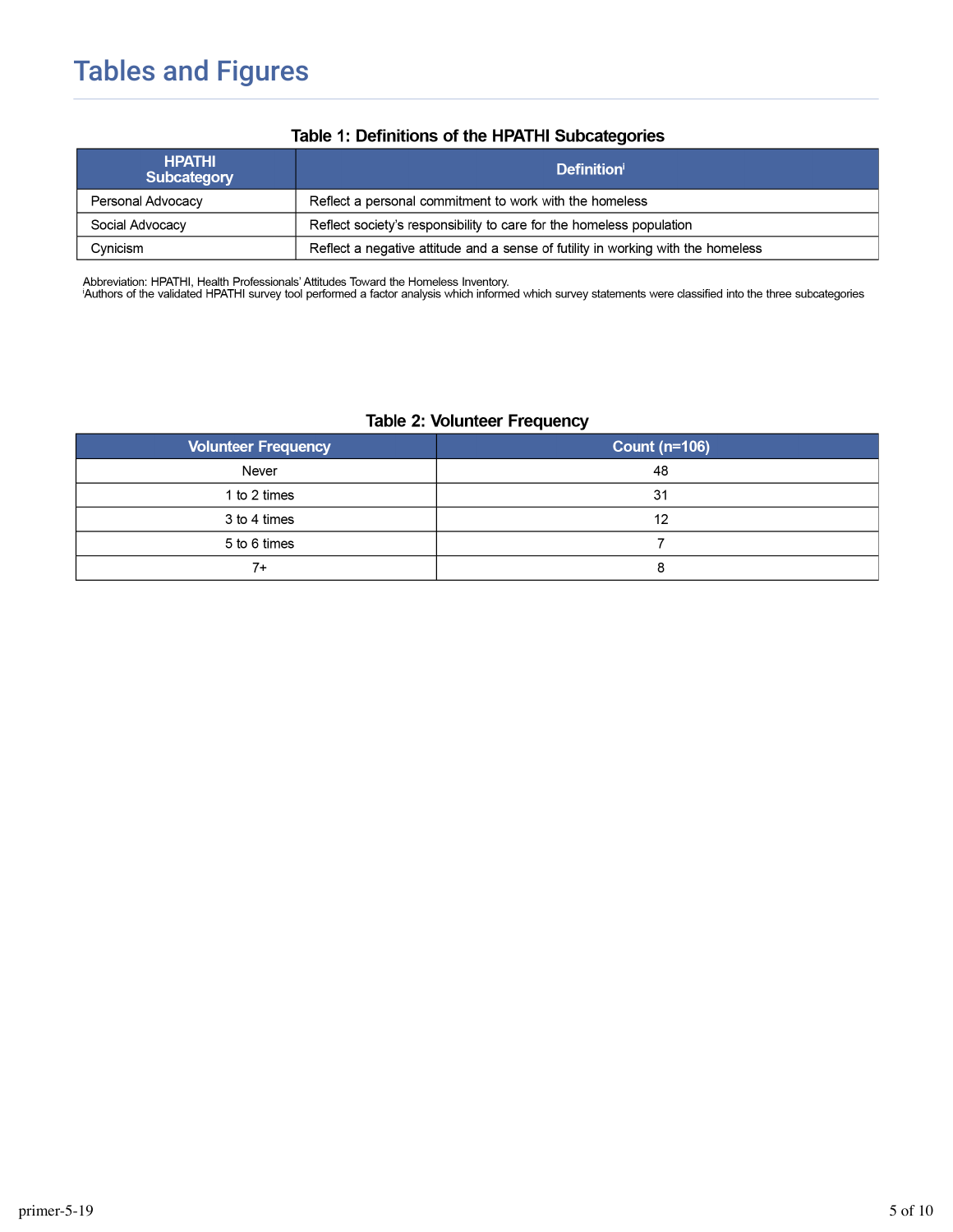# Tables and Figures

**Table 1: Definitions of the HPATHI Subcategories**

| HPATHI Subcategory | Definition[i] |
|---|---|
| Personal Advocacy | Reflect a personal commitment to work with the homeless |
| Social Advocacy | Reflect society's responsibility to care for the homeless population |
| Cynicism | Reflect a negative attitude and a sense of futility in working with the homeless |

Abbreviation: HPATHI, Health Professionals' Attitudes Toward the Homeless Inventory.
[i]Authors of the validated HPATHI survey tool performed a factor analysis which informed which survey statements were classified into the three subcategories

**Table 2: Volunteer Frequency**

| Volunteer Frequency | Count (n=106) |
|---|---|
| Never | 48 |
| 1 to 2 times | 31 |
| 3 to 4 times | 12 |
| 5 to 6 times | 7 |
| 7+ | 8 |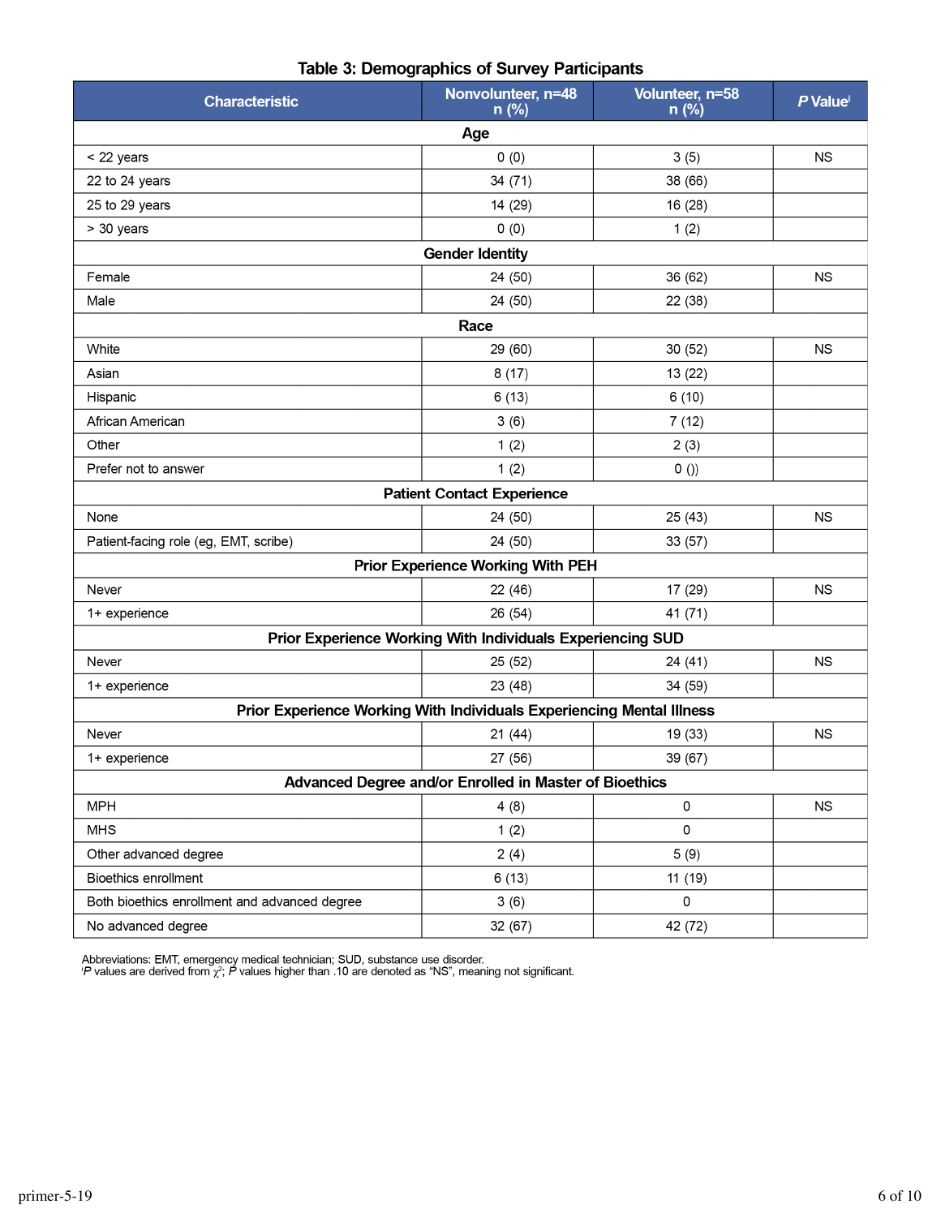**Table 3: Demographics of Survey Participants**

| Characteristic | Nonvolunteer, n=48 n (%) | Volunteer, n=58 n (%) | *P* Value[i] |
|---|---|---|---|
| **Age** | | | |
| < 22 years | 0 (0) | 3 (5) | NS |
| 22 to 24 years | 34 (71) | 38 (66) | |
| 25 to 29 years | 14 (29) | 16 (28) | |
| > 30 years | 0 (0) | 1 (2) | |
| **Gender Identity** | | | |
| Female | 24 (50) | 36 (62) | NS |
| Male | 24 (50) | 22 (38) | |
| **Race** | | | |
| White | 29 (60) | 30 (52) | NS |
| Asian | 8 (17) | 13 (22) | |
| Hispanic | 6 (13) | 6 (10) | |
| African American | 3 (6) | 7 (12) | |
| Other | 1 (2) | 2 (3) | |
| Prefer not to answer | 1 (2) | 0 ()) | |
| **Patient Contact Experience** | | | |
| None | 24 (50) | 25 (43) | NS |
| Patient-facing role (eg, EMT, scribe) | 24 (50) | 33 (57) | |
| **Prior Experience Working With PEH** | | | |
| Never | 22 (46) | 17 (29) | NS |
| 1+ experience | 26 (54) | 41 (71) | |
| **Prior Experience Working With Individuals Experiencing SUD** | | | |
| Never | 25 (52) | 24 (41) | NS |
| 1+ experience | 23 (48) | 34 (59) | |
| **Prior Experience Working With Individuals Experiencing Mental Illness** | | | |
| Never | 21 (44) | 19 (33) | NS |
| 1+ experience | 27 (56) | 39 (67) | |
| **Advanced Degree and/or Enrolled in Master of Bioethics** | | | |
| MPH | 4 (8) | 0 | NS |
| MHS | 1 (2) | 0 | |
| Other advanced degree | 2 (4) | 5 (9) | |
| Bioethics enrollment | 6 (13) | 11 (19) | |
| Both bioethics enrollment and advanced degree | 3 (6) | 0 | |
| No advanced degree | 32 (67) | 42 (72) | |

Abbreviations: EMT, emergency medical technician; SUD, substance use disorder.
[i] *P* values are derived from $\chi^2$; *P* values higher than .10 are denoted as "NS", meaning not significant.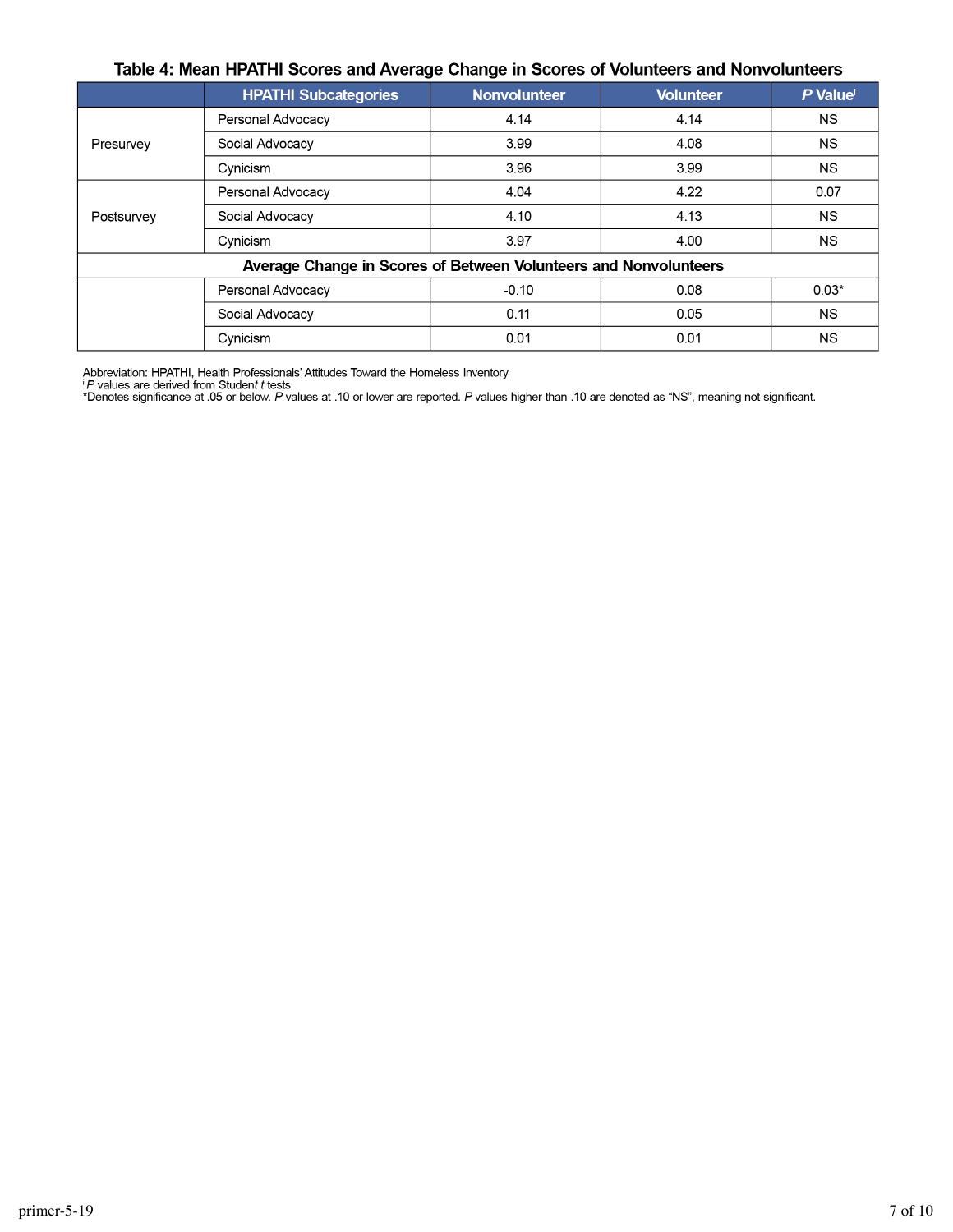**Table 4: Mean HPATHI Scores and Average Change in Scores of Volunteers and Nonvolunteers**

| | HPATHI Subcategories | Nonvolunteer | Volunteer | *P* Value[i] |
|---|---|---|---|---|
| Presurvey | Personal Advocacy | 4.14 | 4.14 | NS |
| | Social Advocacy | 3.99 | 4.08 | NS |
| | Cynicism | 3.96 | 3.99 | NS |
| Postsurvey | Personal Advocacy | 4.04 | 4.22 | 0.07 |
| | Social Advocacy | 4.10 | 4.13 | NS |
| | Cynicism | 3.97 | 4.00 | NS |
| **Average Change in Scores of Between Volunteers and Nonvolunteers** | | | | |
| | Personal Advocacy | -0.10 | 0.08 | 0.03* |
| | Social Advocacy | 0.11 | 0.05 | NS |
| | Cynicism | 0.01 | 0.01 | NS |

Abbreviation: HPATHI, Health Professionals' Attitudes Toward the Homeless Inventory
[i] *P* values are derived from Student *t* tests
*Denotes significance at .05 or below. *P* values at .10 or lower are reported. *P* values higher than .10 are denoted as "NS", meaning not significant.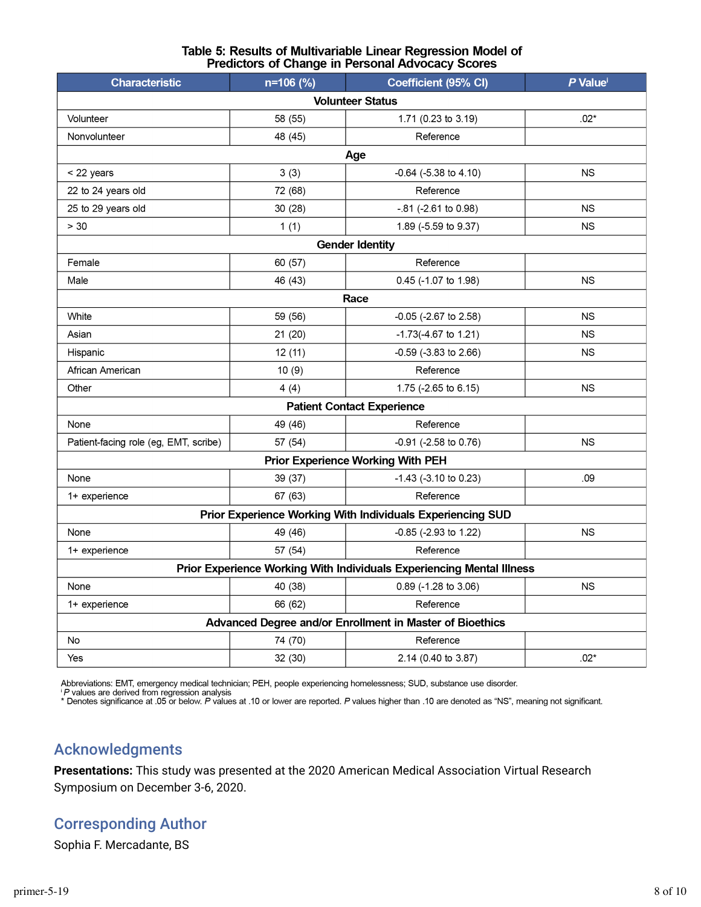**Table 5: Results of Multivariable Linear Regression Model of Predictors of Change in Personal Advocacy Scores**

| Characteristic | n=106 (%) | Coefficient (95% CI) | *P* Value[i] |
|---|---|---|---|
| **Volunteer Status** | | | |
| Volunteer | 58 (55) | 1.71 (0.23 to 3.19) | .02* |
| Nonvolunteer | 48 (45) | Reference | |
| **Age** | | | |
| < 22 years | 3 (3) | -0.64 (-5.38 to 4.10) | NS |
| 22 to 24 years old | 72 (68) | Reference | |
| 25 to 29 years old | 30 (28) | -.81 (-2.61 to 0.98) | NS |
| > 30 | 1 (1) | 1.89 (-5.59 to 9.37) | NS |
| **Gender Identity** | | | |
| Female | 60 (57) | Reference | |
| Male | 46 (43) | 0.45 (-1.07 to 1.98) | NS |
| **Race** | | | |
| White | 59 (56) | -0.05 (-2.67 to 2.58) | NS |
| Asian | 21 (20) | -1.73(-4.67 to 1.21) | NS |
| Hispanic | 12 (11) | -0.59 (-3.83 to 2.66) | NS |
| African American | 10 (9) | Reference | |
| Other | 4 (4) | 1.75 (-2.65 to 6.15) | NS |
| **Patient Contact Experience** | | | |
| None | 49 (46) | Reference | |
| Patient-facing role (eg, EMT, scribe) | 57 (54) | -0.91 (-2.58 to 0.76) | NS |
| **Prior Experience Working With PEH** | | | |
| None | 39 (37) | -1.43 (-3.10 to 0.23) | .09 |
| 1+ experience | 67 (63) | Reference | |
| **Prior Experience Working With Individuals Experiencing SUD** | | | |
| None | 49 (46) | -0.85 (-2.93 to 1.22) | NS |
| 1+ experience | 57 (54) | Reference | |
| **Prior Experience Working With Individuals Experiencing Mental Illness** | | | |
| None | 40 (38) | 0.89 (-1.28 to 3.06) | NS |
| 1+ experience | 66 (62) | Reference | |
| **Advanced Degree and/or Enrollment in Master of Bioethics** | | | |
| No | 74 (70) | Reference | |
| Yes | 32 (30) | 2.14 (0.40 to 3.87) | .02* |

Abbreviations: EMT, emergency medical technician; PEH, people experiencing homelessness; SUD, substance use disorder.
[i] *P* values are derived from regression analysis
* Denotes significance at .05 or below. *P* values at .10 or lower are reported. *P* values higher than .10 are denoted as "NS", meaning not significant.

## Acknowledgments

**Presentations:** This study was presented at the 2020 American Medical Association Virtual Research Symposium on December 3-6, 2020.

## Corresponding Author

Sophia F. Mercadante, BS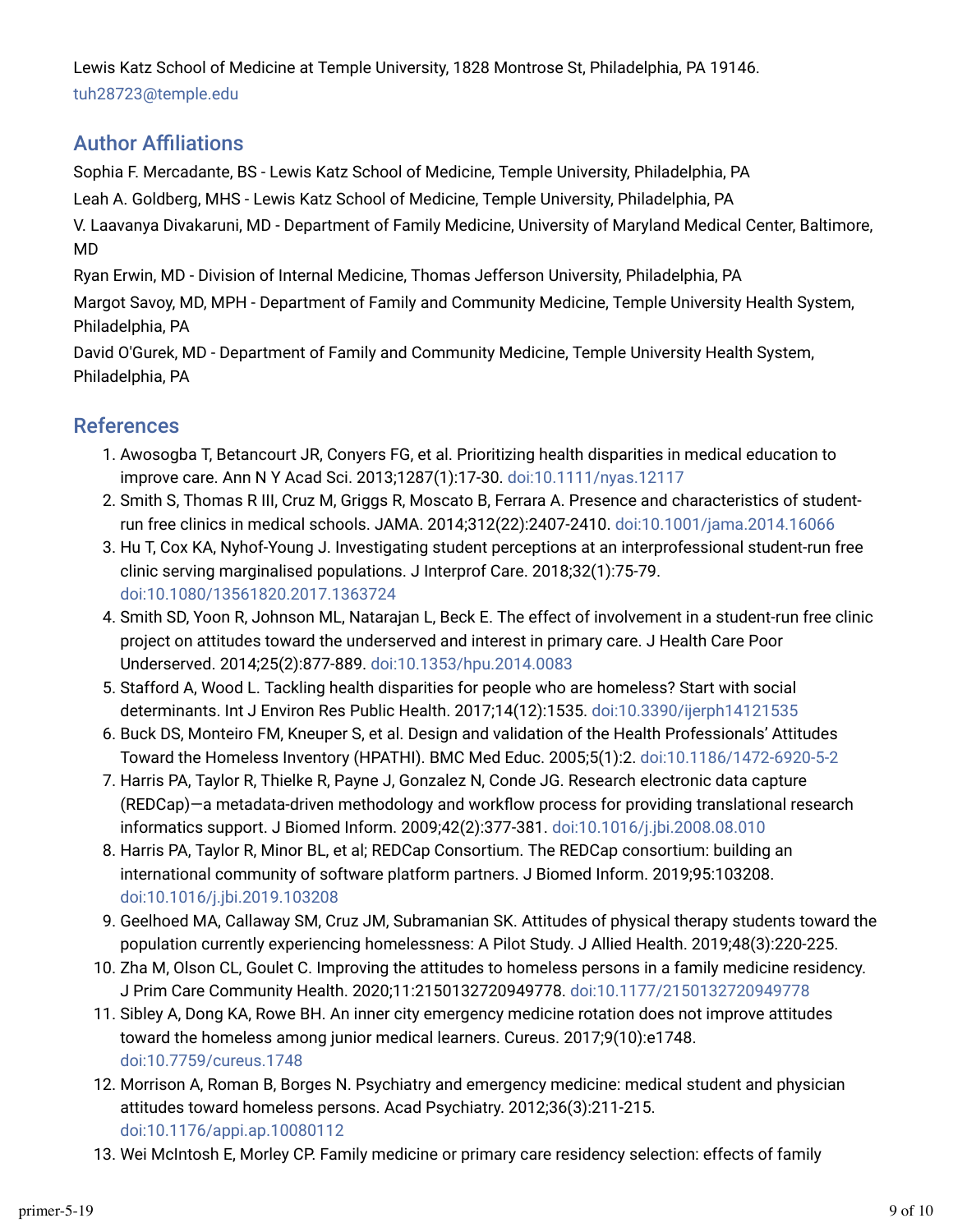Lewis Katz School of Medicine at Temple University, 1828 Montrose St, Philadelphia, PA 19146.
tuh28723@temple.edu

## Author Affiliations

Sophia F. Mercadante, BS - Lewis Katz School of Medicine, Temple University, Philadelphia, PA

Leah A. Goldberg, MHS - Lewis Katz School of Medicine, Temple University, Philadelphia, PA

V. Laavanya Divakaruni, MD - Department of Family Medicine, University of Maryland Medical Center, Baltimore, MD

Ryan Erwin, MD - Division of Internal Medicine, Thomas Jefferson University, Philadelphia, PA

Margot Savoy, MD, MPH - Department of Family and Community Medicine, Temple University Health System, Philadelphia, PA

David O'Gurek, MD - Department of Family and Community Medicine, Temple University Health System, Philadelphia, PA

## References

1. Awosogba T, Betancourt JR, Conyers FG, et al. Prioritizing health disparities in medical education to improve care. Ann N Y Acad Sci. 2013;1287(1):17-30. doi:10.1111/nyas.12117
2. Smith S, Thomas R III, Cruz M, Griggs R, Moscato B, Ferrara A. Presence and characteristics of student-run free clinics in medical schools. JAMA. 2014;312(22):2407-2410. doi:10.1001/jama.2014.16066
3. Hu T, Cox KA, Nyhof-Young J. Investigating student perceptions at an interprofessional student-run free clinic serving marginalised populations. J Interprof Care. 2018;32(1):75-79. doi:10.1080/13561820.2017.1363724
4. Smith SD, Yoon R, Johnson ML, Natarajan L, Beck E. The effect of involvement in a student-run free clinic project on attitudes toward the underserved and interest in primary care. J Health Care Poor Underserved. 2014;25(2):877-889. doi:10.1353/hpu.2014.0083
5. Stafford A, Wood L. Tackling health disparities for people who are homeless? Start with social determinants. Int J Environ Res Public Health. 2017;14(12):1535. doi:10.3390/ijerph14121535
6. Buck DS, Monteiro FM, Kneuper S, et al. Design and validation of the Health Professionals' Attitudes Toward the Homeless Inventory (HPATHI). BMC Med Educ. 2005;5(1):2. doi:10.1186/1472-6920-5-2
7. Harris PA, Taylor R, Thielke R, Payne J, Gonzalez N, Conde JG. Research electronic data capture (REDCap)—a metadata-driven methodology and workflow process for providing translational research informatics support. J Biomed Inform. 2009;42(2):377-381. doi:10.1016/j.jbi.2008.08.010
8. Harris PA, Taylor R, Minor BL, et al; REDCap Consortium. The REDCap consortium: building an international community of software platform partners. J Biomed Inform. 2019;95:103208. doi:10.1016/j.jbi.2019.103208
9. Geelhoed MA, Callaway SM, Cruz JM, Subramanian SK. Attitudes of physical therapy students toward the population currently experiencing homelessness: A Pilot Study. J Allied Health. 2019;48(3):220-225.
10. Zha M, Olson CL, Goulet C. Improving the attitudes to homeless persons in a family medicine residency. J Prim Care Community Health. 2020;11:2150132720949778. doi:10.1177/2150132720949778
11. Sibley A, Dong KA, Rowe BH. An inner city emergency medicine rotation does not improve attitudes toward the homeless among junior medical learners. Cureus. 2017;9(10):e1748. doi:10.7759/cureus.1748
12. Morrison A, Roman B, Borges N. Psychiatry and emergency medicine: medical student and physician attitudes toward homeless persons. Acad Psychiatry. 2012;36(3):211-215. doi:10.1176/appi.ap.10080112
13. Wei McIntosh E, Morley CP. Family medicine or primary care residency selection: effects of family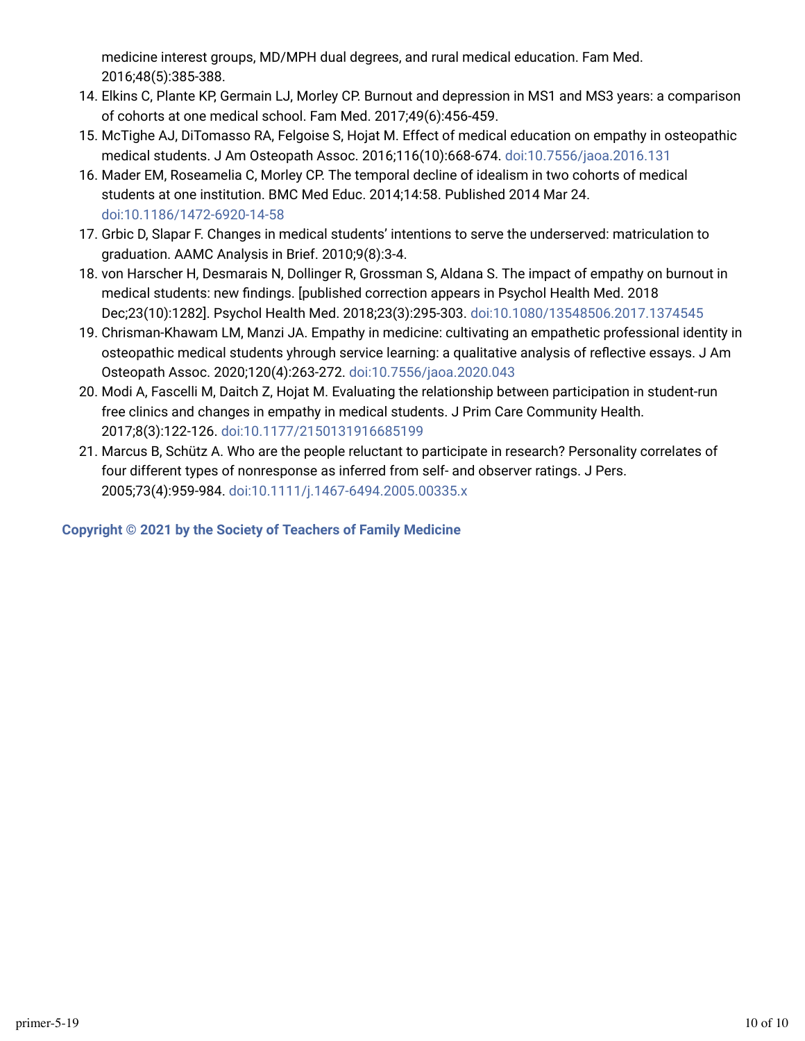medicine interest groups, MD/MPH dual degrees, and rural medical education. Fam Med. 2016;48(5):385-388.

14. Elkins C, Plante KP, Germain LJ, Morley CP. Burnout and depression in MS1 and MS3 years: a comparison of cohorts at one medical school. Fam Med. 2017;49(6):456-459.
15. McTighe AJ, DiTomasso RA, Felgoise S, Hojat M. Effect of medical education on empathy in osteopathic medical students. J Am Osteopath Assoc. 2016;116(10):668-674. doi:10.7556/jaoa.2016.131
16. Mader EM, Roseamelia C, Morley CP. The temporal decline of idealism in two cohorts of medical students at one institution. BMC Med Educ. 2014;14:58. Published 2014 Mar 24. doi:10.1186/1472-6920-14-58
17. Grbic D, Slapar F. Changes in medical students' intentions to serve the underserved: matriculation to graduation. AAMC Analysis in Brief. 2010;9(8):3-4.
18. von Harscher H, Desmarais N, Dollinger R, Grossman S, Aldana S. The impact of empathy on burnout in medical students: new findings. [published correction appears in Psychol Health Med. 2018 Dec;23(10):1282]. Psychol Health Med. 2018;23(3):295-303. doi:10.1080/13548506.2017.1374545
19. Chrisman-Khawam LM, Manzi JA. Empathy in medicine: cultivating an empathetic professional identity in osteopathic medical students yhrough service learning: a qualitative analysis of reflective essays. J Am Osteopath Assoc. 2020;120(4):263-272. doi:10.7556/jaoa.2020.043
20. Modi A, Fascelli M, Daitch Z, Hojat M. Evaluating the relationship between participation in student-run free clinics and changes in empathy in medical students. J Prim Care Community Health. 2017;8(3):122-126. doi:10.1177/2150131916685199
21. Marcus B, Schütz A. Who are the people reluctant to participate in research? Personality correlates of four different types of nonresponse as inferred from self- and observer ratings. J Pers. 2005;73(4):959-984. doi:10.1111/j.1467-6494.2005.00335.x

**Copyright © 2021 by the Society of Teachers of Family Medicine**